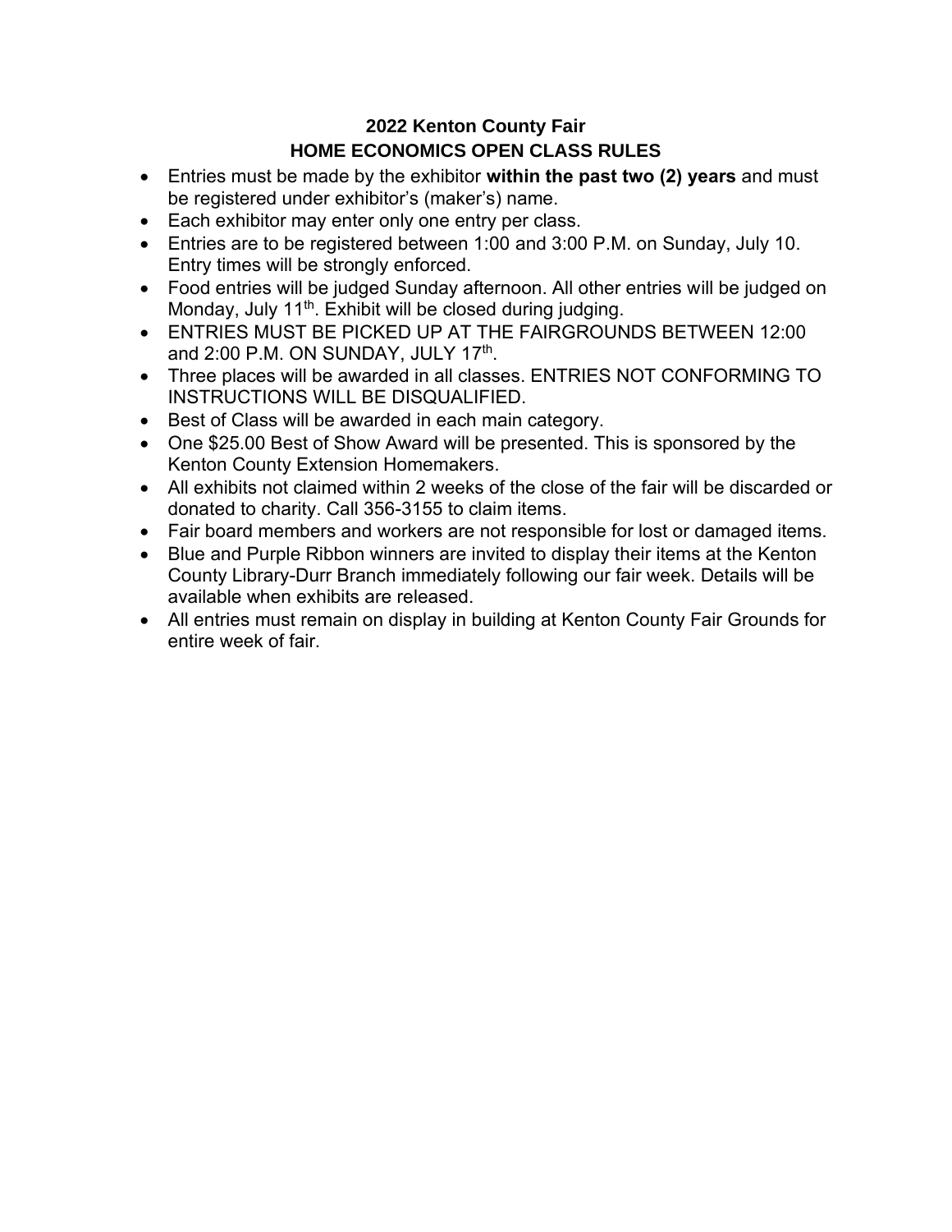# 2022 Kenton County Fair
## HOME ECONOMICS OPEN CLASS RULES

- Entries must be made by the exhibitor **within the past two (2) years** and must be registered under exhibitor's (maker's) name.
- Each exhibitor may enter only one entry per class.
- Entries are to be registered between 1:00 and 3:00 P.M. on Sunday, July 10. Entry times will be strongly enforced.
- Food entries will be judged Sunday afternoon. All other entries will be judged on Monday, July 11th. Exhibit will be closed during judging.
- ENTRIES MUST BE PICKED UP AT THE FAIRGROUNDS BETWEEN 12:00 and 2:00 P.M. ON SUNDAY, JULY 17th.
- Three places will be awarded in all classes. ENTRIES NOT CONFORMING TO INSTRUCTIONS WILL BE DISQUALIFIED.
- Best of Class will be awarded in each main category.
- One $25.00 Best of Show Award will be presented. This is sponsored by the Kenton County Extension Homemakers.
- All exhibits not claimed within 2 weeks of the close of the fair will be discarded or donated to charity. Call 356-3155 to claim items.
- Fair board members and workers are not responsible for lost or damaged items.
- Blue and Purple Ribbon winners are invited to display their items at the Kenton County Library-Durr Branch immediately following our fair week. Details will be available when exhibits are released.
- All entries must remain on display in building at Kenton County Fair Grounds for entire week of fair.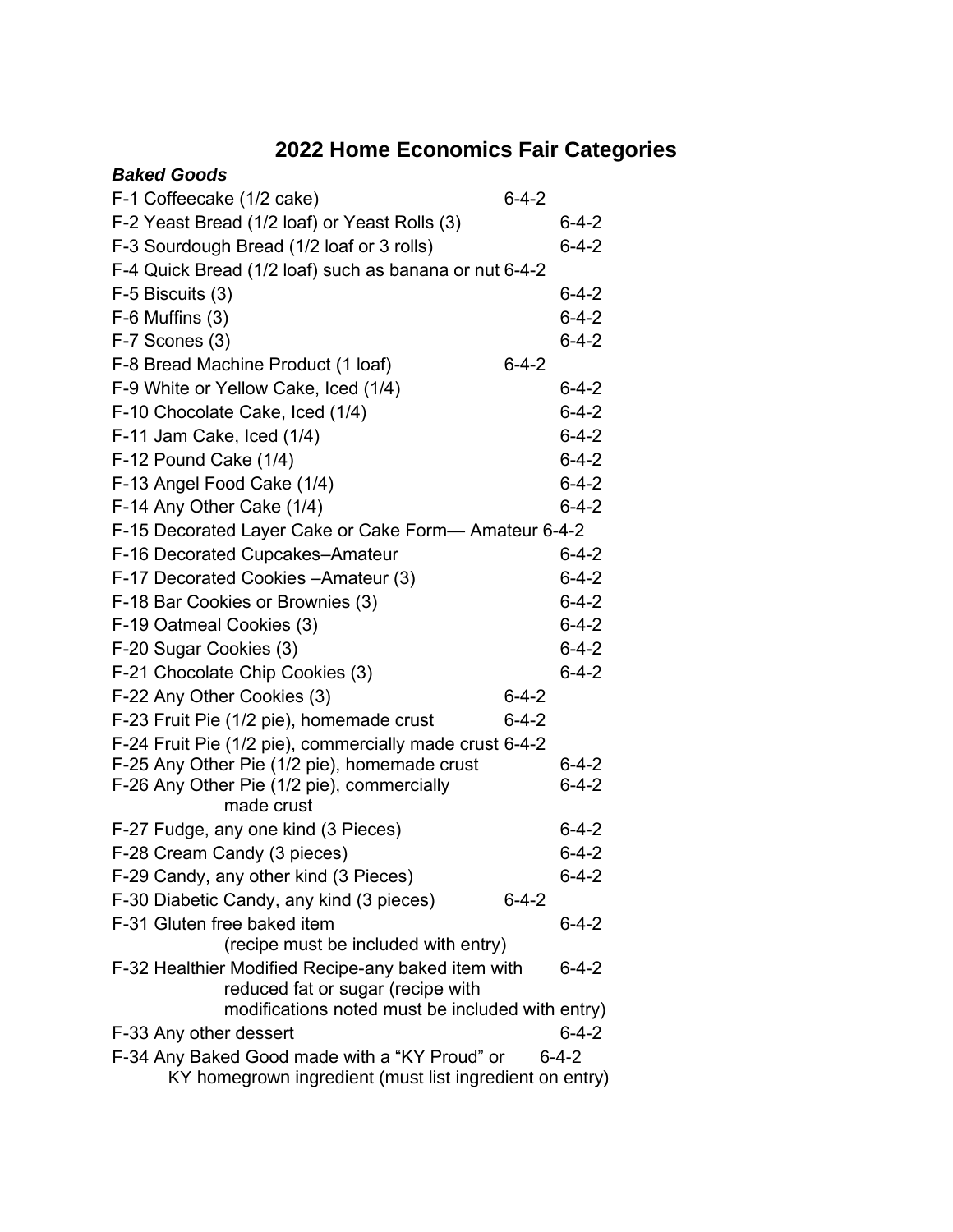# 2022 Home Economics Fair Categories

***Baked Goods***

F-1 Coffeecake (1/2 cake) 6-4-2
F-2 Yeast Bread (1/2 loaf) or Yeast Rolls (3) 6-4-2
F-3 Sourdough Bread (1/2 loaf or 3 rolls) 6-4-2
F-4 Quick Bread (1/2 loaf) such as banana or nut 6-4-2
F-5 Biscuits (3) 6-4-2
F-6 Muffins (3) 6-4-2
F-7 Scones (3) 6-4-2
F-8 Bread Machine Product (1 loaf) 6-4-2
F-9 White or Yellow Cake, Iced (1/4) 6-4-2
F-10 Chocolate Cake, Iced (1/4) 6-4-2
F-11 Jam Cake, Iced (1/4) 6-4-2
F-12 Pound Cake (1/4) 6-4-2
F-13 Angel Food Cake (1/4) 6-4-2
F-14 Any Other Cake (1/4) 6-4-2
F-15 Decorated Layer Cake or Cake Form— Amateur 6-4-2
F-16 Decorated Cupcakes–Amateur 6-4-2
F-17 Decorated Cookies –Amateur (3) 6-4-2
F-18 Bar Cookies or Brownies (3) 6-4-2
F-19 Oatmeal Cookies (3) 6-4-2
F-20 Sugar Cookies (3) 6-4-2
F-21 Chocolate Chip Cookies (3) 6-4-2
F-22 Any Other Cookies (3) 6-4-2
F-23 Fruit Pie (1/2 pie), homemade crust 6-4-2
F-24 Fruit Pie (1/2 pie), commercially made crust 6-4-2
F-25 Any Other Pie (1/2 pie), homemade crust 6-4-2
F-26 Any Other Pie (1/2 pie), commercially made crust 6-4-2
F-27 Fudge, any one kind (3 Pieces) 6-4-2
F-28 Cream Candy (3 pieces) 6-4-2
F-29 Candy, any other kind (3 Pieces) 6-4-2
F-30 Diabetic Candy, any kind (3 pieces) 6-4-2
F-31 Gluten free baked item (recipe must be included with entry) 6-4-2
F-32 Healthier Modified Recipe-any baked item with reduced fat or sugar (recipe with modifications noted must be included with entry) 6-4-2
F-33 Any other dessert 6-4-2
F-34 Any Baked Good made with a "KY Proud" or KY homegrown ingredient (must list ingredient on entry) 6-4-2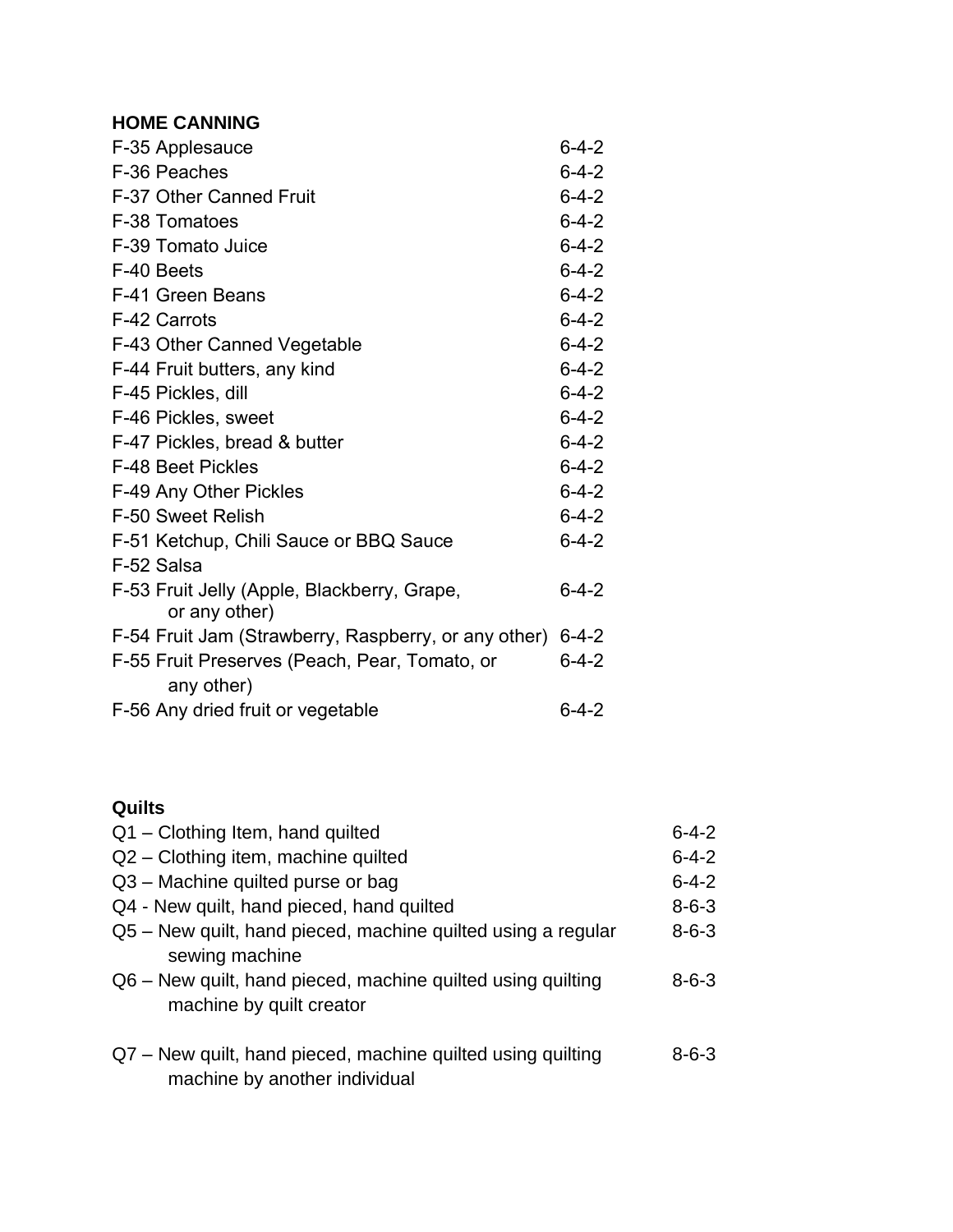**HOME CANNING**

| | |
|---|---|
| F-35 Applesauce | 6-4-2 |
| F-36 Peaches | 6-4-2 |
| F-37 Other Canned Fruit | 6-4-2 |
| F-38 Tomatoes | 6-4-2 |
| F-39 Tomato Juice | 6-4-2 |
| F-40 Beets | 6-4-2 |
| F-41 Green Beans | 6-4-2 |
| F-42 Carrots | 6-4-2 |
| F-43 Other Canned Vegetable | 6-4-2 |
| F-44 Fruit butters, any kind | 6-4-2 |
| F-45 Pickles, dill | 6-4-2 |
| F-46 Pickles, sweet | 6-4-2 |
| F-47 Pickles, bread & butter | 6-4-2 |
| F-48 Beet Pickles | 6-4-2 |
| F-49 Any Other Pickles | 6-4-2 |
| F-50 Sweet Relish | 6-4-2 |
| F-51 Ketchup, Chili Sauce or BBQ Sauce | 6-4-2 |
| F-52 Salsa | |
| F-53 Fruit Jelly (Apple, Blackberry, Grape, or any other) | 6-4-2 |
| F-54 Fruit Jam (Strawberry, Raspberry, or any other) | 6-4-2 |
| F-55 Fruit Preserves (Peach, Pear, Tomato, or any other) | 6-4-2 |
| F-56 Any dried fruit or vegetable | 6-4-2 |

**Quilts**

| | |
|---|---|
| Q1 – Clothing Item, hand quilted | 6-4-2 |
| Q2 – Clothing item, machine quilted | 6-4-2 |
| Q3 – Machine quilted purse or bag | 6-4-2 |
| Q4 - New quilt, hand pieced, hand quilted | 8-6-3 |
| Q5 – New quilt, hand pieced, machine quilted using a regular sewing machine | 8-6-3 |
| Q6 – New quilt, hand pieced, machine quilted using quilting machine by quilt creator | 8-6-3 |
| Q7 – New quilt, hand pieced, machine quilted using quilting machine by another individual | 8-6-3 |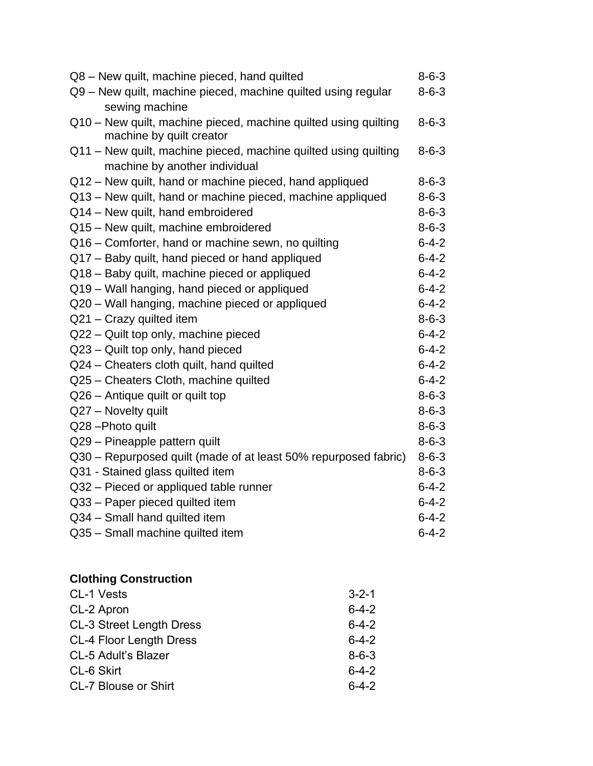| | |
|---|---|
| Q8 – New quilt, machine pieced, hand quilted | 8-6-3 |
| Q9 – New quilt, machine pieced, machine quilted using regular sewing machine | 8-6-3 |
| Q10 – New quilt, machine pieced, machine quilted using quilting machine by quilt creator | 8-6-3 |
| Q11 – New quilt, machine pieced, machine quilted using quilting machine by another individual | 8-6-3 |
| Q12 – New quilt, hand or machine pieced, hand appliqued | 8-6-3 |
| Q13 – New quilt, hand or machine pieced, machine appliqued | 8-6-3 |
| Q14 – New quilt, hand embroidered | 8-6-3 |
| Q15 – New quilt, machine embroidered | 8-6-3 |
| Q16 – Comforter, hand or machine sewn, no quilting | 6-4-2 |
| Q17 – Baby quilt, hand pieced or hand appliqued | 6-4-2 |
| Q18 – Baby quilt, machine pieced or appliqued | 6-4-2 |
| Q19 – Wall hanging, hand pieced or appliqued | 6-4-2 |
| Q20 – Wall hanging, machine pieced or appliqued | 6-4-2 |
| Q21 – Crazy quilted item | 8-6-3 |
| Q22 – Quilt top only, machine pieced | 6-4-2 |
| Q23 – Quilt top only, hand pieced | 6-4-2 |
| Q24 – Cheaters cloth quilt, hand quilted | 6-4-2 |
| Q25 – Cheaters Cloth, machine quilted | 6-4-2 |
| Q26 – Antique quilt or quilt top | 8-6-3 |
| Q27 – Novelty quilt | 8-6-3 |
| Q28 –Photo quilt | 8-6-3 |
| Q29 – Pineapple pattern quilt | 8-6-3 |
| Q30 – Repurposed quilt (made of at least 50% repurposed fabric) | 8-6-3 |
| Q31 - Stained glass quilted item | 8-6-3 |
| Q32 – Pieced or appliqued table runner | 6-4-2 |
| Q33 – Paper pieced quilted item | 6-4-2 |
| Q34 – Small hand quilted item | 6-4-2 |
| Q35 – Small machine quilted item | 6-4-2 |

**Clothing Construction**

| | |
|---|---|
| CL-1 Vests | 3-2-1 |
| CL-2 Apron | 6-4-2 |
| CL-3 Street Length Dress | 6-4-2 |
| CL-4 Floor Length Dress | 6-4-2 |
| CL-5 Adult's Blazer | 8-6-3 |
| CL-6 Skirt | 6-4-2 |
| CL-7 Blouse or Shirt | 6-4-2 |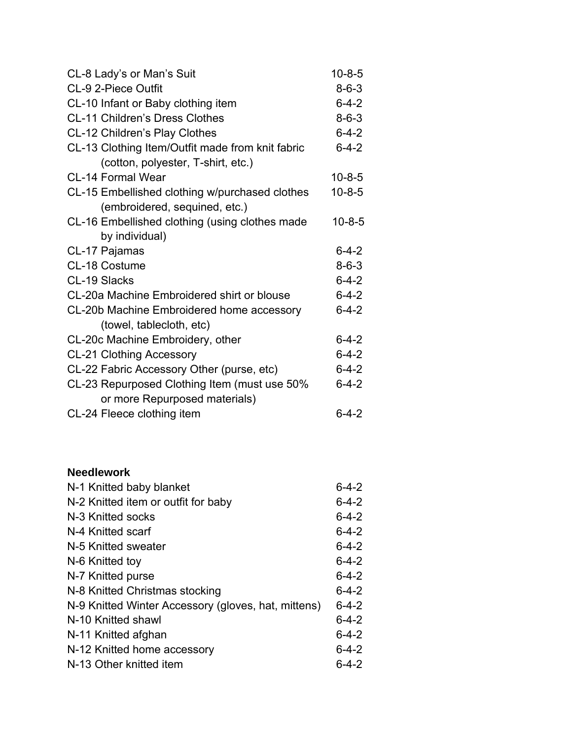CL-8 Lady's or Man's Suit 10-8-5
CL-9 2-Piece Outfit 8-6-3
CL-10 Infant or Baby clothing item 6-4-2
CL-11 Children's Dress Clothes 8-6-3
CL-12 Children's Play Clothes 6-4-2
CL-13 Clothing Item/Outfit made from knit fabric (cotton, polyester, T-shirt, etc.) 6-4-2
CL-14 Formal Wear 10-8-5
CL-15 Embellished clothing w/purchased clothes (embroidered, sequined, etc.) 10-8-5
CL-16 Embellished clothing (using clothes made by individual) 10-8-5
CL-17 Pajamas 6-4-2
CL-18 Costume 8-6-3
CL-19 Slacks 6-4-2
CL-20a Machine Embroidered shirt or blouse 6-4-2
CL-20b Machine Embroidered home accessory (towel, tablecloth, etc) 6-4-2
CL-20c Machine Embroidery, other 6-4-2
CL-21 Clothing Accessory 6-4-2
CL-22 Fabric Accessory Other (purse, etc) 6-4-2
CL-23 Repurposed Clothing Item (must use 50% or more Repurposed materials) 6-4-2
CL-24 Fleece clothing item 6-4-2

**Needlework**

N-1 Knitted baby blanket 6-4-2
N-2 Knitted item or outfit for baby 6-4-2
N-3 Knitted socks 6-4-2
N-4 Knitted scarf 6-4-2
N-5 Knitted sweater 6-4-2
N-6 Knitted toy 6-4-2
N-7 Knitted purse 6-4-2
N-8 Knitted Christmas stocking 6-4-2
N-9 Knitted Winter Accessory (gloves, hat, mittens) 6-4-2
N-10 Knitted shawl 6-4-2
N-11 Knitted afghan 6-4-2
N-12 Knitted home accessory 6-4-2
N-13 Other knitted item 6-4-2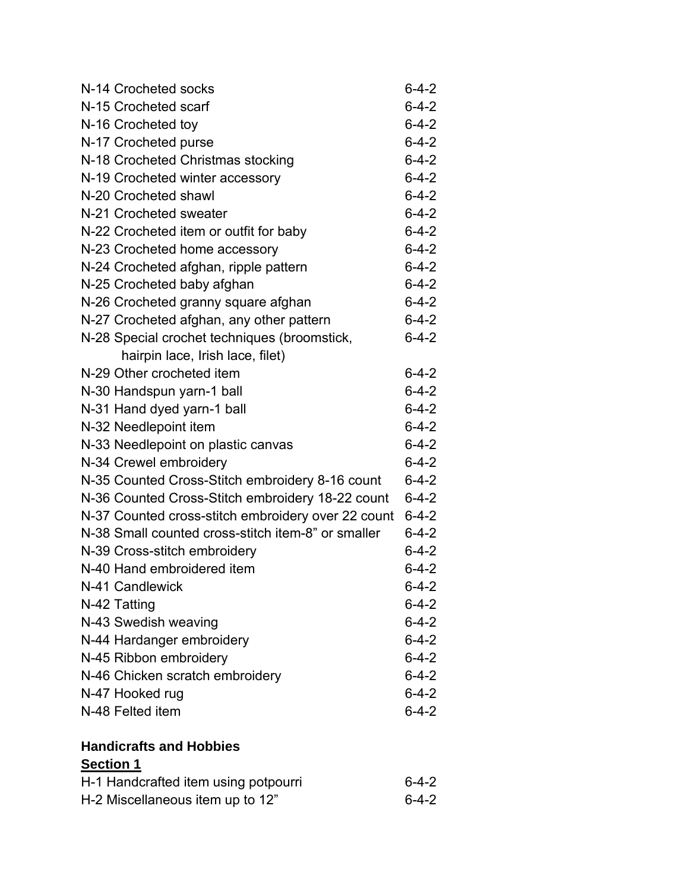| | |
|---|---|
| N-14 Crocheted socks | 6-4-2 |
| N-15 Crocheted scarf | 6-4-2 |
| N-16 Crocheted toy | 6-4-2 |
| N-17 Crocheted purse | 6-4-2 |
| N-18 Crocheted Christmas stocking | 6-4-2 |
| N-19 Crocheted winter accessory | 6-4-2 |
| N-20 Crocheted shawl | 6-4-2 |
| N-21 Crocheted sweater | 6-4-2 |
| N-22 Crocheted item or outfit for baby | 6-4-2 |
| N-23 Crocheted home accessory | 6-4-2 |
| N-24 Crocheted afghan, ripple pattern | 6-4-2 |
| N-25 Crocheted baby afghan | 6-4-2 |
| N-26 Crocheted granny square afghan | 6-4-2 |
| N-27 Crocheted afghan, any other pattern | 6-4-2 |
| N-28 Special crochet techniques (broomstick, hairpin lace, Irish lace, filet) | 6-4-2 |
| N-29 Other crocheted item | 6-4-2 |
| N-30 Handspun yarn-1 ball | 6-4-2 |
| N-31 Hand dyed yarn-1 ball | 6-4-2 |
| N-32 Needlepoint item | 6-4-2 |
| N-33 Needlepoint on plastic canvas | 6-4-2 |
| N-34 Crewel embroidery | 6-4-2 |
| N-35 Counted Cross-Stitch embroidery 8-16 count | 6-4-2 |
| N-36 Counted Cross-Stitch embroidery 18-22 count | 6-4-2 |
| N-37 Counted cross-stitch embroidery over 22 count | 6-4-2 |
| N-38 Small counted cross-stitch item-8" or smaller | 6-4-2 |
| N-39 Cross-stitch embroidery | 6-4-2 |
| N-40 Hand embroidered item | 6-4-2 |
| N-41 Candlewick | 6-4-2 |
| N-42 Tatting | 6-4-2 |
| N-43 Swedish weaving | 6-4-2 |
| N-44 Hardanger embroidery | 6-4-2 |
| N-45 Ribbon embroidery | 6-4-2 |
| N-46 Chicken scratch embroidery | 6-4-2 |
| N-47 Hooked rug | 6-4-2 |
| N-48 Felted item | 6-4-2 |

**Handicrafts and Hobbies**

**Section 1**

| | |
|---|---|
| H-1 Handcrafted item using potpourri | 6-4-2 |
| H-2 Miscellaneous item up to 12" | 6-4-2 |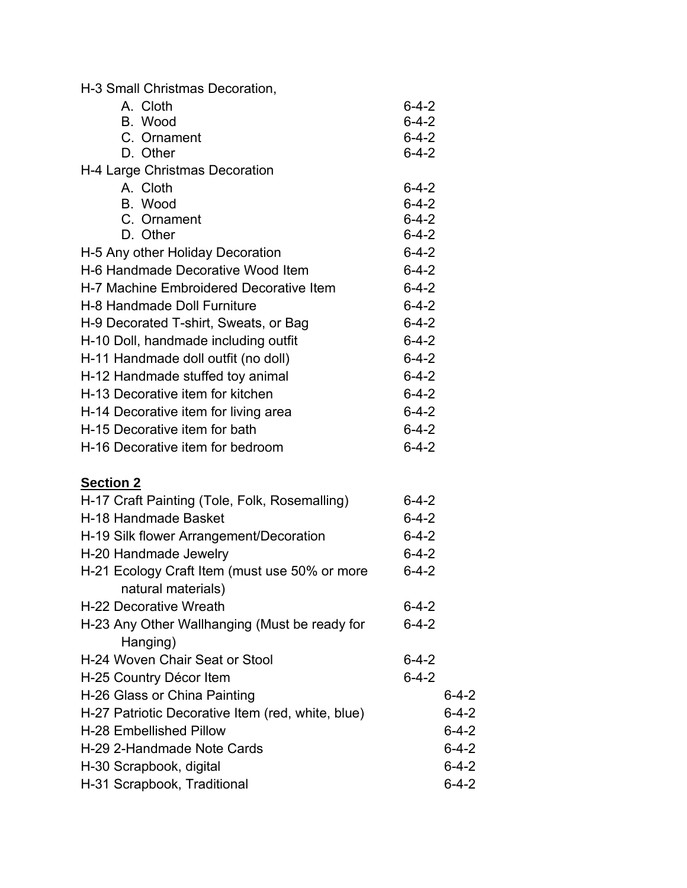H-3 Small Christmas Decoration,

- A. Cloth 6-4-2
- B. Wood 6-4-2
- C. Ornament 6-4-2
- D. Other 6-4-2

H-4 Large Christmas Decoration

- A. Cloth 6-4-2
- B. Wood 6-4-2
- C. Ornament 6-4-2
- D. Other 6-4-2

H-5 Any other Holiday Decoration 6-4-2

H-6 Handmade Decorative Wood Item 6-4-2

H-7 Machine Embroidered Decorative Item 6-4-2

H-8 Handmade Doll Furniture 6-4-2

H-9 Decorated T-shirt, Sweats, or Bag 6-4-2

H-10 Doll, handmade including outfit 6-4-2

H-11 Handmade doll outfit (no doll) 6-4-2

H-12 Handmade stuffed toy animal 6-4-2

H-13 Decorative item for kitchen 6-4-2

H-14 Decorative item for living area 6-4-2

H-15 Decorative item for bath 6-4-2

H-16 Decorative item for bedroom 6-4-2

**Section 2**

H-17 Craft Painting (Tole, Folk, Rosemalling) 6-4-2

H-18 Handmade Basket 6-4-2

H-19 Silk flower Arrangement/Decoration 6-4-2

H-20 Handmade Jewelry 6-4-2

H-21 Ecology Craft Item (must use 50% or more natural materials) 6-4-2

H-22 Decorative Wreath 6-4-2

H-23 Any Other Wallhanging (Must be ready for Hanging) 6-4-2

H-24 Woven Chair Seat or Stool 6-4-2

H-25 Country Décor Item 6-4-2

H-26 Glass or China Painting 6-4-2

H-27 Patriotic Decorative Item (red, white, blue) 6-4-2

H-28 Embellished Pillow 6-4-2

H-29 2-Handmade Note Cards 6-4-2

H-30 Scrapbook, digital 6-4-2

H-31 Scrapbook, Traditional 6-4-2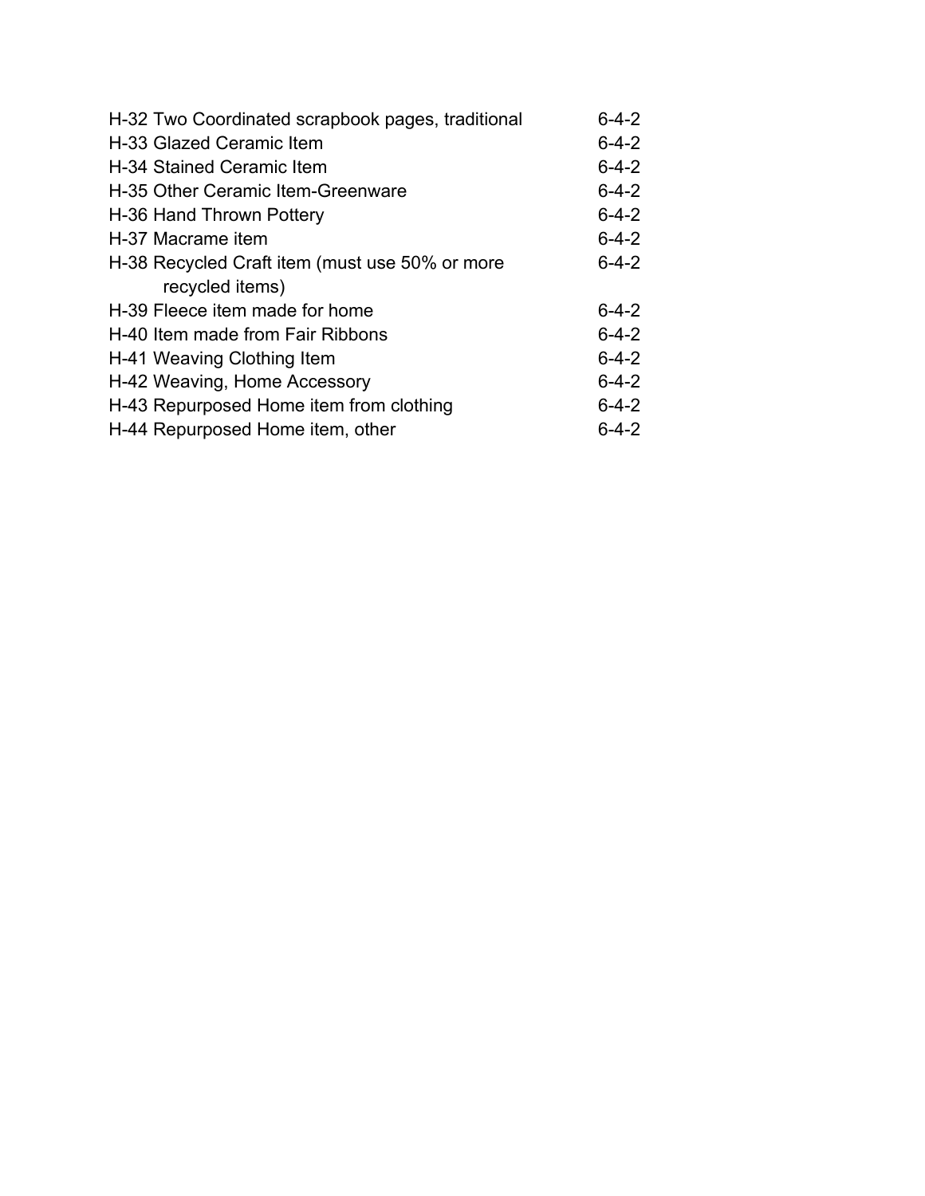| | |
|---|---|
| H-32 Two Coordinated scrapbook pages, traditional | 6-4-2 |
| H-33 Glazed Ceramic Item | 6-4-2 |
| H-34 Stained Ceramic Item | 6-4-2 |
| H-35 Other Ceramic Item-Greenware | 6-4-2 |
| H-36 Hand Thrown Pottery | 6-4-2 |
| H-37 Macrame item | 6-4-2 |
| H-38 Recycled Craft item (must use 50% or more recycled items) | 6-4-2 |
| H-39 Fleece item made for home | 6-4-2 |
| H-40 Item made from Fair Ribbons | 6-4-2 |
| H-41 Weaving Clothing Item | 6-4-2 |
| H-42 Weaving, Home Accessory | 6-4-2 |
| H-43 Repurposed Home item from clothing | 6-4-2 |
| H-44 Repurposed Home item, other | 6-4-2 |